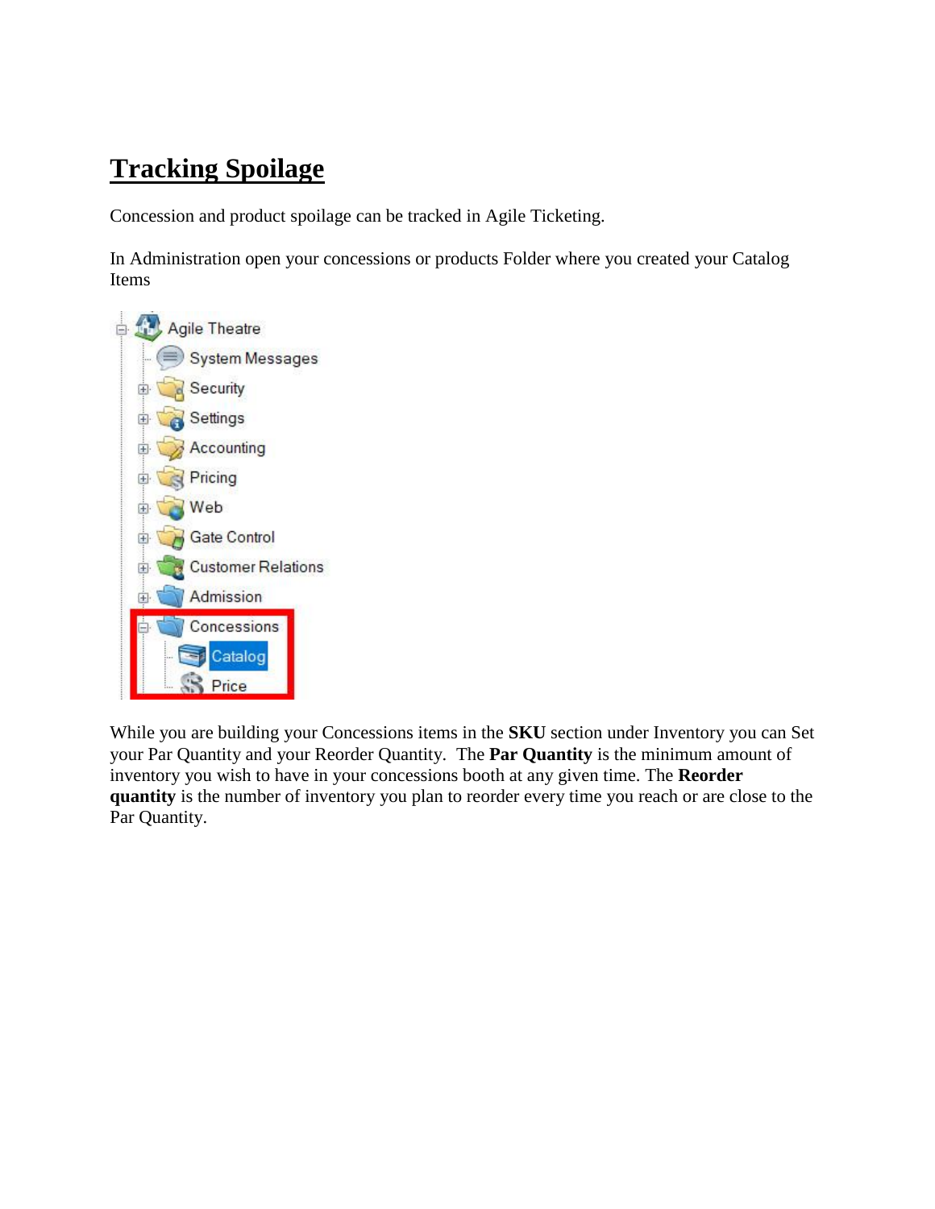# Tracking Spoilage

Concession and product spoilage can be tracked in Agile Ticketing.

In Administration open your concessions or products Folder where you created your Catalog Items

While you are building your Concessions items in the **SKU** section under Inventory you can Set your Par Quantity and your Reorder Quantity. The **Par Quantity** is the minimum amount of inventory you wish to have in your concessions booth at any given time. The **Reorder quantity** is the number of inventory you plan to reorder every time you reach or are close to the Par Quantity.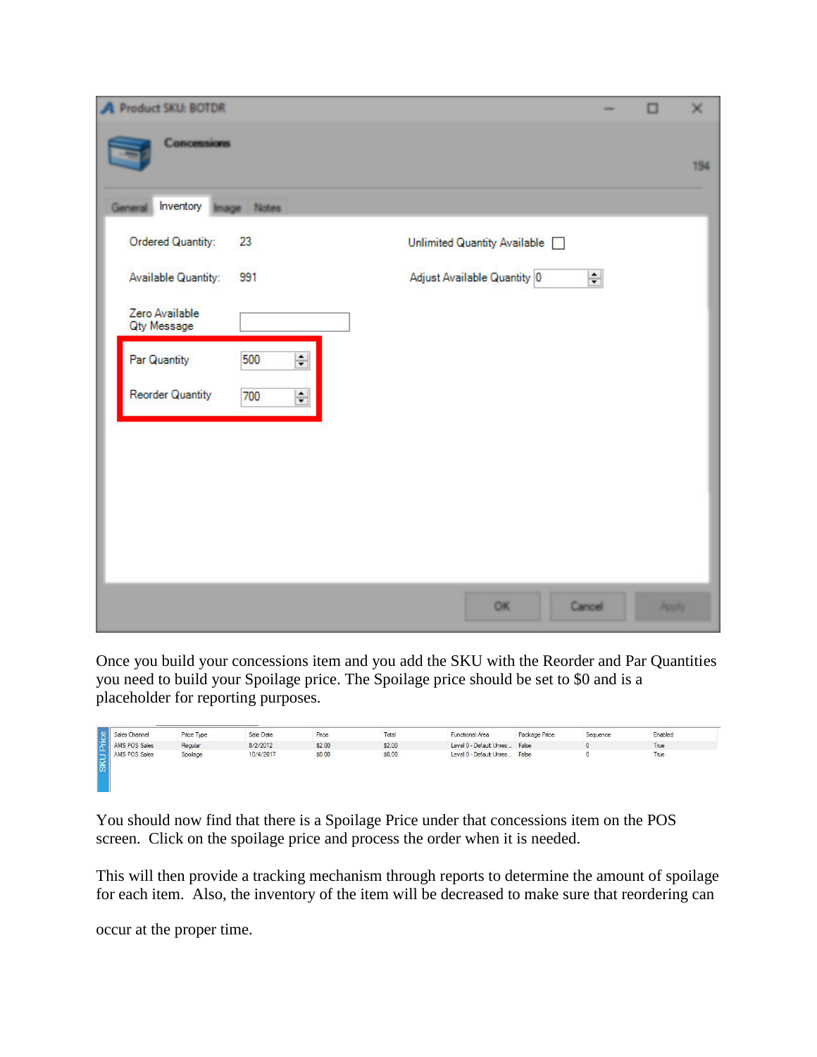Product SKU: BOTDR

Concessions

194

General | Inventory | Image | Notes

Ordered Quantity: 23

Available Quantity: 991

Zero Available Qty Message

Par Quantity: 500

Reorder Quantity: 700

Unlimited Quantity Available

Adjust Available Quantity: 0

OK | Cancel | Apply

Once you build your concessions item and you add the SKU with the Reorder and Par Quantities you need to build your Spoilage price. The Spoilage price should be set to $0 and is a placeholder for reporting purposes.

SKU Price

| Sales Channel | Price Type | Sale Date | Price | Total | Functional Area | Package Price | Sequence | Enabled |
|---|---|---|---|---|---|---|---|---|
| AMS POS Sales | Regular | 8/2/2012 | $2.00 | $2.00 | Level 0 - Default Unres... | False | 0 | True |
| AMS POS Sales | Spoilage | 10/4/2017 | $0.00 | $0.00 | Level 0 - Default Unres... | False | 0 | True |

You should now find that there is a Spoilage Price under that concessions item on the POS screen. Click on the spoilage price and process the order when it is needed.

This will then provide a tracking mechanism through reports to determine the amount of spoilage for each item. Also, the inventory of the item will be decreased to make sure that reordering can

occur at the proper time.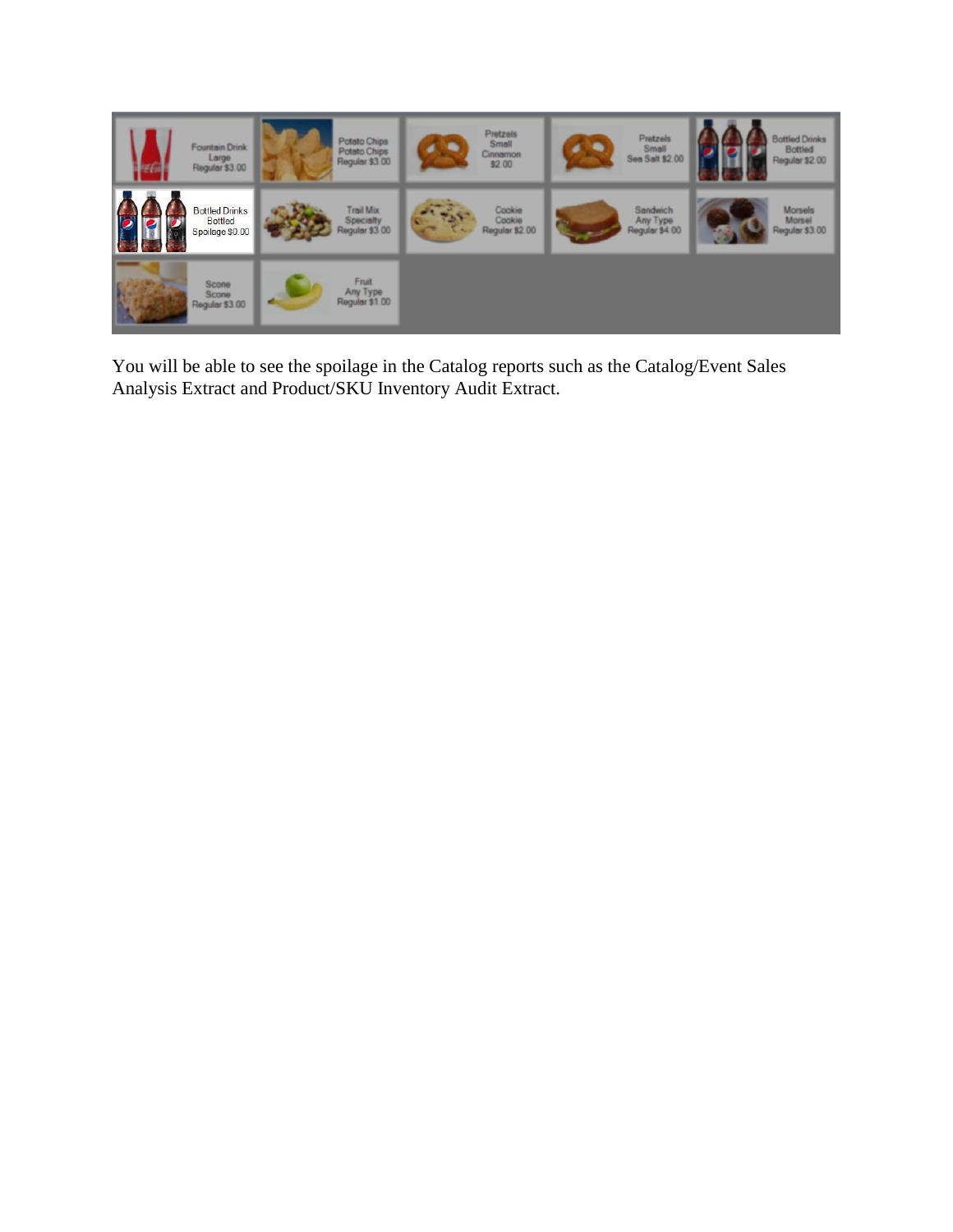You will be able to see the spoilage in the Catalog reports such as the Catalog/Event Sales Analysis Extract and Product/SKU Inventory Audit Extract.